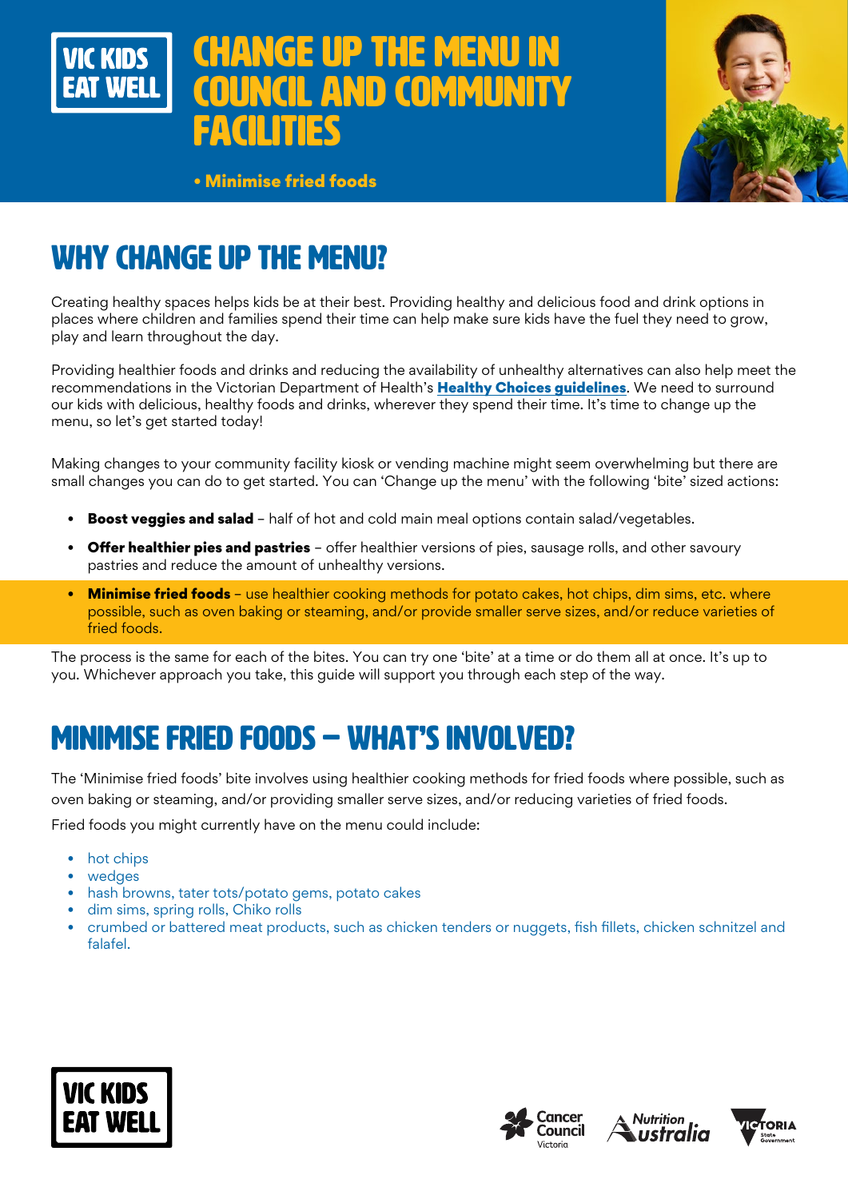VIC KIDS EAT WELL

# CHANGE UP THE MENU IN COUNCIL AND COMMUNITY FACILITIES

• Minimise fried foods

## WHY CHANGE UP THE MENU?

Creating healthy spaces helps kids be at their best. Providing healthy and delicious food and drink options in places where children and families spend their time can help make sure kids have the fuel they need to grow, play and learn throughout the day.

Providing healthier foods and drinks and reducing the availability of unhealthy alternatives can also help meet the recommendations in the Victorian Department of Health's **Healthy Choices guidelines**. We need to surround our kids with delicious, healthy foods and drinks, wherever they spend their time. It's time to change up the menu, so let's get started today!

Making changes to your community facility kiosk or vending machine might seem overwhelming but there are small changes you can do to get started. You can 'Change up the menu' with the following 'bite' sized actions:

- **Boost veggies and salad** – half of hot and cold main meal options contain salad/vegetables.
- **Offer healthier pies and pastries** – offer healthier versions of pies, sausage rolls, and other savoury pastries and reduce the amount of unhealthy versions.
- **Minimise fried foods** – use healthier cooking methods for potato cakes, hot chips, dim sims, etc. where possible, such as oven baking or steaming, and/or provide smaller serve sizes, and/or reduce varieties of fried foods.

The process is the same for each of the bites. You can try one 'bite' at a time or do them all at once. It's up to you. Whichever approach you take, this guide will support you through each step of the way.

## MINIMISE FRIED FOODS – WHAT'S INVOLVED?

The 'Minimise fried foods' bite involves using healthier cooking methods for fried foods where possible, such as oven baking or steaming, and/or providing smaller serve sizes, and/or reducing varieties of fried foods.

Fried foods you might currently have on the menu could include:

- hot chips
- wedges
- hash browns, tater tots/potato gems, potato cakes
- dim sims, spring rolls, Chiko rolls
- crumbed or battered meat products, such as chicken tenders or nuggets, fish fillets, chicken schnitzel and falafel.

VIC KIDS EAT WELL

Cancer Council Victoria · Nutrition Australia · Victoria State Government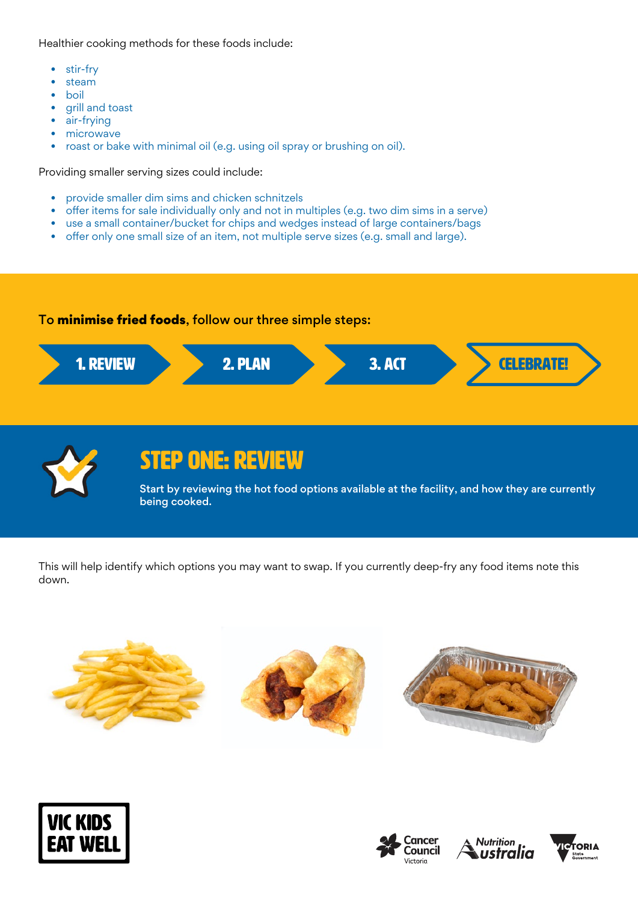Healthier cooking methods for these foods include:

- stir-fry
- steam
- boil
- grill and toast
- air-frying
- microwave
- roast or bake with minimal oil (e.g. using oil spray or brushing on oil).

Providing smaller serving sizes could include:

- provide smaller dim sims and chicken schnitzels
- offer items for sale individually only and not in multiples (e.g. two dim sims in a serve)
- use a small container/bucket for chips and wedges instead of large containers/bags
- offer only one small size of an item, not multiple serve sizes (e.g. small and large).

To **minimise fried foods**, follow our three simple steps:

1. REVIEW → 2. PLAN → 3. ACT → CELEBRATE!

## STEP ONE: REVIEW

**Start by reviewing the hot food options available at the facility, and how they are currently being cooked.**

This will help identify which options you may want to swap. If you currently deep-fry any food items note this down.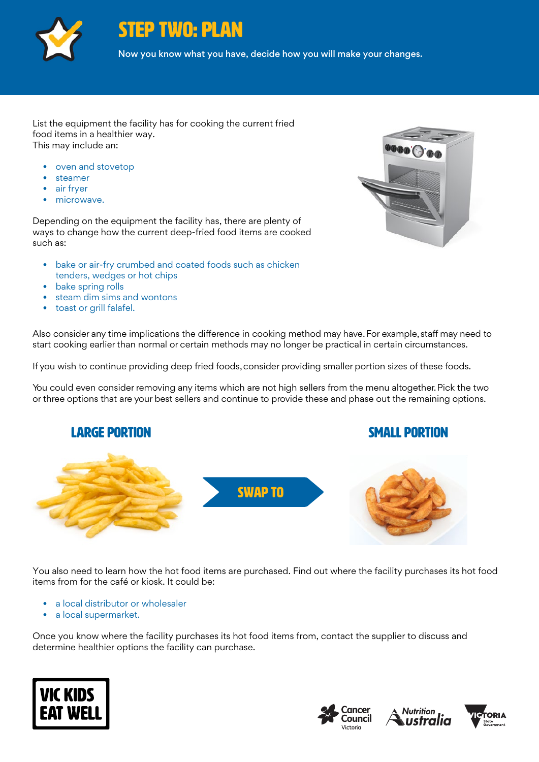# STEP TWO: PLAN

Now you know what you have, decide how you will make your changes.

List the equipment the facility has for cooking the current fried food items in a healthier way.
This may include an:

- oven and stovetop
- steamer
- air fryer
- microwave.

Depending on the equipment the facility has, there are plenty of ways to change how the current deep-fried food items are cooked such as:

- bake or air-fry crumbed and coated foods such as chicken tenders, wedges or hot chips
- bake spring rolls
- steam dim sims and wontons
- toast or grill falafel.

Also consider any time implications the difference in cooking method may have. For example, staff may need to start cooking earlier than normal or certain methods may no longer be practical in certain circumstances.

If you wish to continue providing deep fried foods, consider providing smaller portion sizes of these foods.

You could even consider removing any items which are not high sellers from the menu altogether. Pick the two or three options that are your best sellers and continue to provide these and phase out the remaining options.

**LARGE PORTION** — **SWAP TO** — **SMALL PORTION**

You also need to learn how the hot food items are purchased. Find out where the facility purchases its hot food items from for the café or kiosk. It could be:

- a local distributor or wholesaler
- a local supermarket.

Once you know where the facility purchases its hot food items from, contact the supplier to discuss and determine healthier options the facility can purchase.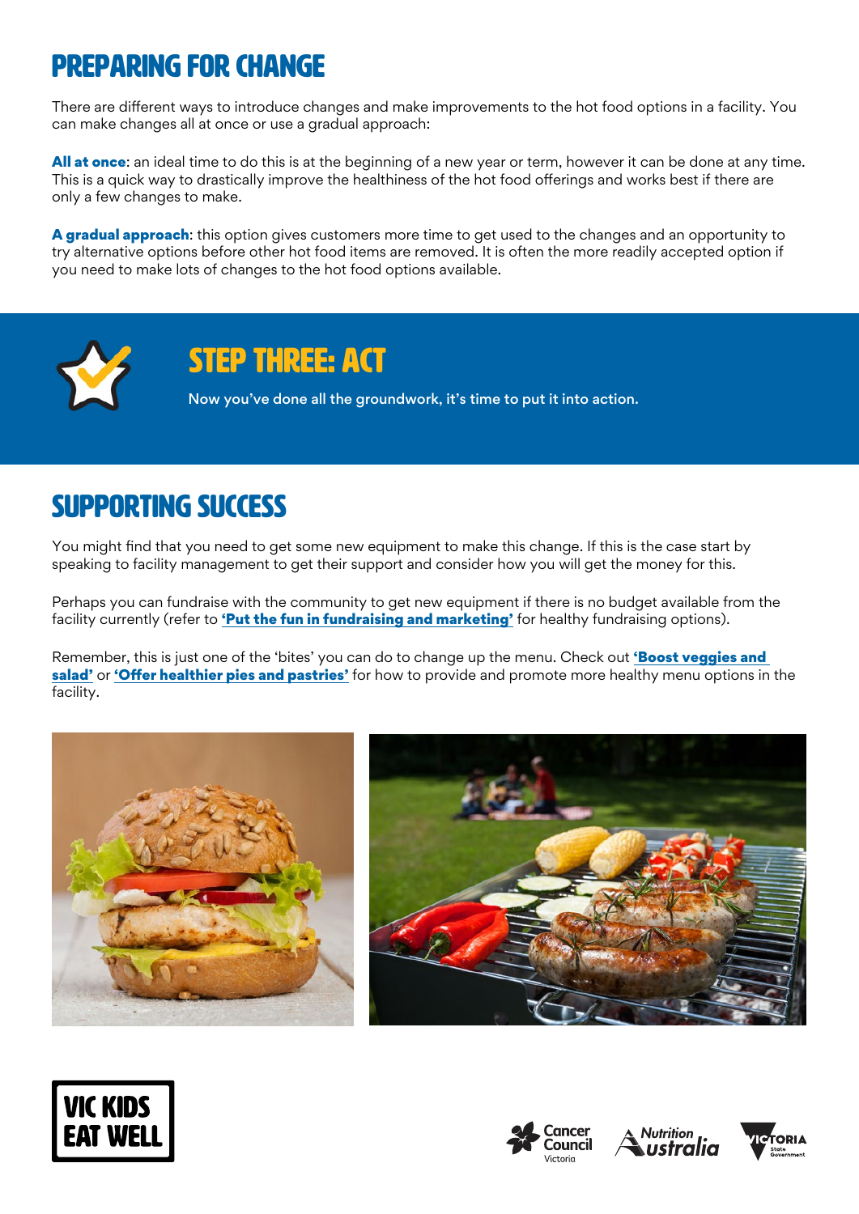# PREPARING FOR CHANGE

There are different ways to introduce changes and make improvements to the hot food options in a facility. You can make changes all at once or use a gradual approach:

**All at once**: an ideal time to do this is at the beginning of a new year or term, however it can be done at any time. This is a quick way to drastically improve the healthiness of the hot food offerings and works best if there are only a few changes to make.

**A gradual approach**: this option gives customers more time to get used to the changes and an opportunity to try alternative options before other hot food items are removed. It is often the more readily accepted option if you need to make lots of changes to the hot food options available.

## STEP THREE: ACT

Now you've done all the groundwork, it's time to put it into action.

# SUPPORTING SUCCESS

You might find that you need to get some new equipment to make this change. If this is the case start by speaking to facility management to get their support and consider how you will get the money for this.

Perhaps you can fundraise with the community to get new equipment if there is no budget available from the facility currently (refer to **'Put the fun in fundraising and marketing'** for healthy fundraising options).

Remember, this is just one of the 'bites' you can do to change up the menu. Check out **'Boost veggies and salad'** or **'Offer healthier pies and pastries'** for how to provide and promote more healthy menu options in the facility.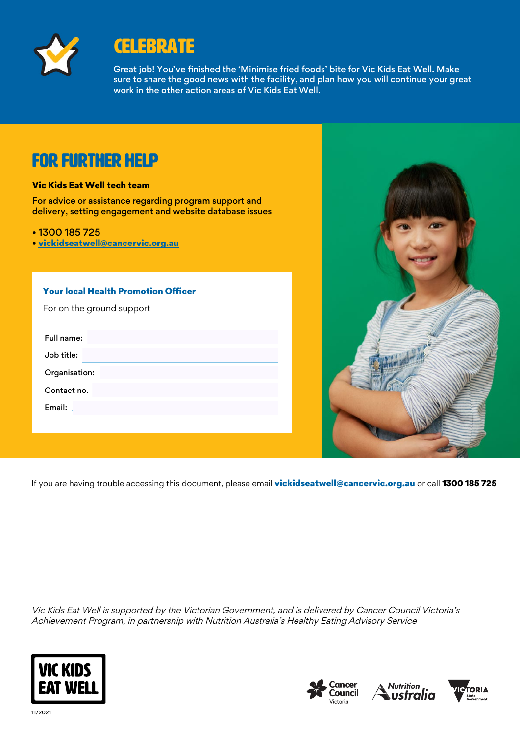# CELEBRATE

Great job! You've finished the 'Minimise fried foods' bite for Vic Kids Eat Well. Make sure to share the good news with the facility, and plan how you will continue your great work in the other action areas of Vic Kids Eat Well.

## FOR FURTHER HELP

**Vic Kids Eat Well tech team**

For advice or assistance regarding program support and delivery, setting engagement and website database issues

- 1300 185 725
- **vickidseatwell@cancervic.org.au**

**Your local Health Promotion Officer**

For on the ground support

Full name:

Job title:

Organisation:

Contact no.

Email:

If you are having trouble accessing this document, please email **vickidseatwell@cancervic.org.au** or call **1300 185 725**

*Vic Kids Eat Well is supported by the Victorian Government, and is delivered by Cancer Council Victoria's Achievement Program, in partnership with Nutrition Australia's Healthy Eating Advisory Service*

VIC KIDS EAT WELL

Cancer Council Victoria

Nutrition Australia

Victoria State Government

11/2021